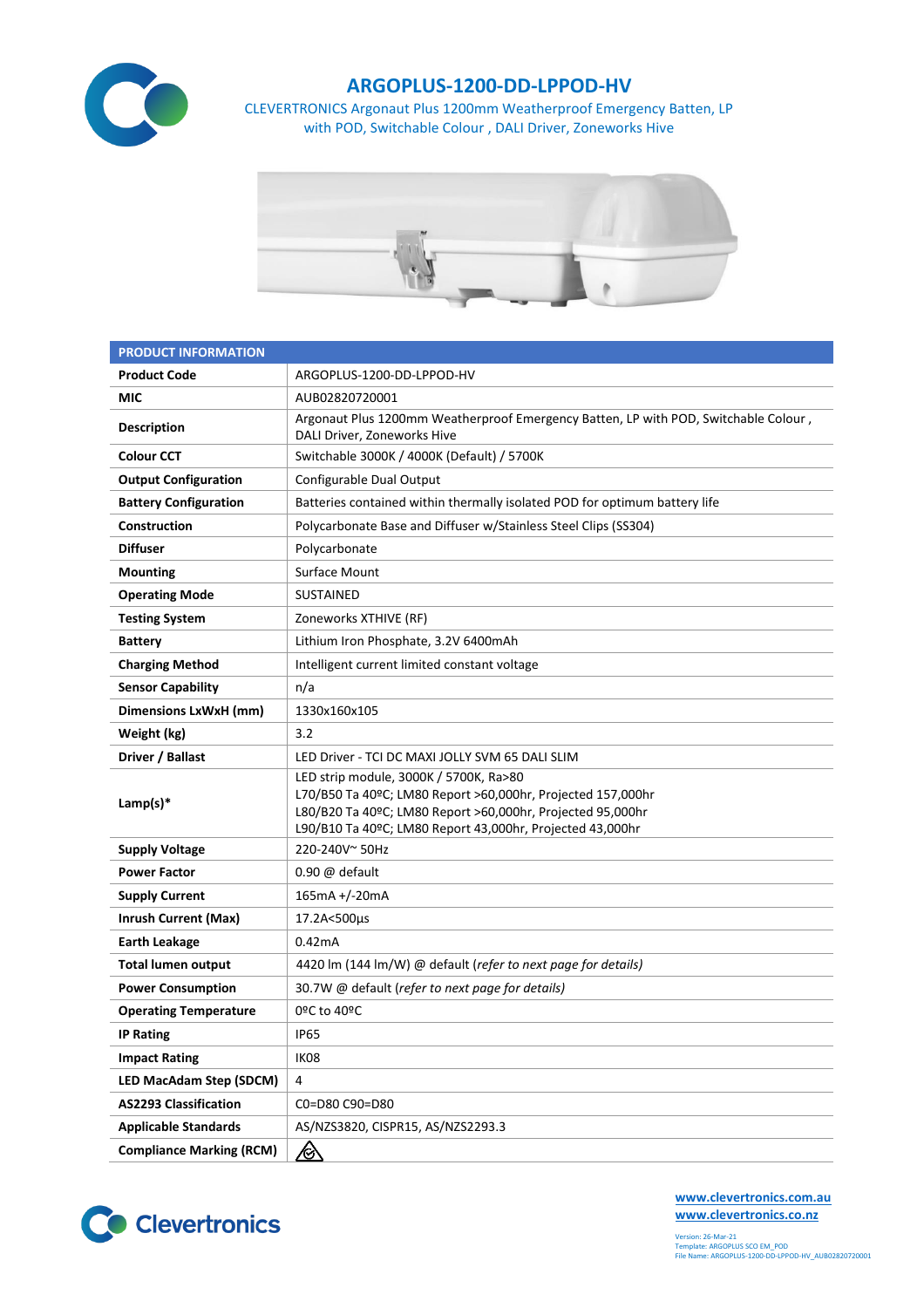# ARGOPLUS-1200-DD-LPPOD-HV

CLEVERTRONICS Argonaut Plus 1200mm Weatherproof Emergency Batten, LP with POD, Switchable Colour , DALI Driver, Zoneworks Hive

| PRODUCT INFORMATION | |
|---|---|
| **Product Code** | ARGOPLUS-1200-DD-LPPOD-HV |
| **MIC** | AUB02820720001 |
| **Description** | Argonaut Plus 1200mm Weatherproof Emergency Batten, LP with POD, Switchable Colour , DALI Driver, Zoneworks Hive |
| **Colour CCT** | Switchable 3000K / 4000K (Default) / 5700K |
| **Output Configuration** | Configurable Dual Output |
| **Battery Configuration** | Batteries contained within thermally isolated POD for optimum battery life |
| **Construction** | Polycarbonate Base and Diffuser w/Stainless Steel Clips (SS304) |
| **Diffuser** | Polycarbonate |
| **Mounting** | Surface Mount |
| **Operating Mode** | SUSTAINED |
| **Testing System** | Zoneworks XTHIVE (RF) |
| **Battery** | Lithium Iron Phosphate, 3.2V 6400mAh |
| **Charging Method** | Intelligent current limited constant voltage |
| **Sensor Capability** | n/a |
| **Dimensions LxWxH (mm)** | 1330x160x105 |
| **Weight (kg)** | 3.2 |
| **Driver / Ballast** | LED Driver - TCI DC MAXI JOLLY SVM 65 DALI SLIM |
| **Lamp(s)*** | LED strip module, 3000K / 5700K, Ra>80<br>L70/B50 Ta 40ºC; LM80 Report >60,000hr, Projected 157,000hr<br>L80/B20 Ta 40ºC; LM80 Report >60,000hr, Projected 95,000hr<br>L90/B10 Ta 40ºC; LM80 Report 43,000hr, Projected 43,000hr |
| **Supply Voltage** | 220-240V~ 50Hz |
| **Power Factor** | 0.90 @ default |
| **Supply Current** | 165mA +/-20mA |
| **Inrush Current (Max)** | 17.2A<500µs |
| **Earth Leakage** | 0.42mA |
| **Total lumen output** | 4420 lm (144 lm/W) @ default (*refer to next page for details)* |
| **Power Consumption** | 30.7W @ default (*refer to next page for details)* |
| **Operating Temperature** | 0ºC to 40ºC |
| **IP Rating** | IP65 |
| **Impact Rating** | IK08 |
| **LED MacAdam Step (SDCM)** | 4 |
| **AS2293 Classification** | C0=D80 C90=D80 |
| **Applicable Standards** | AS/NZS3820, CISPR15, AS/NZS2293.3 |
| **Compliance Marking (RCM)** | |

www.clevertronics.com.au
www.clevertronics.co.nz

Version: 26-Mar-21
Template: ARGOPLUS SCO EM_POD
File Name: ARGOPLUS-1200-DD-LPPOD-HV_AUB02820720001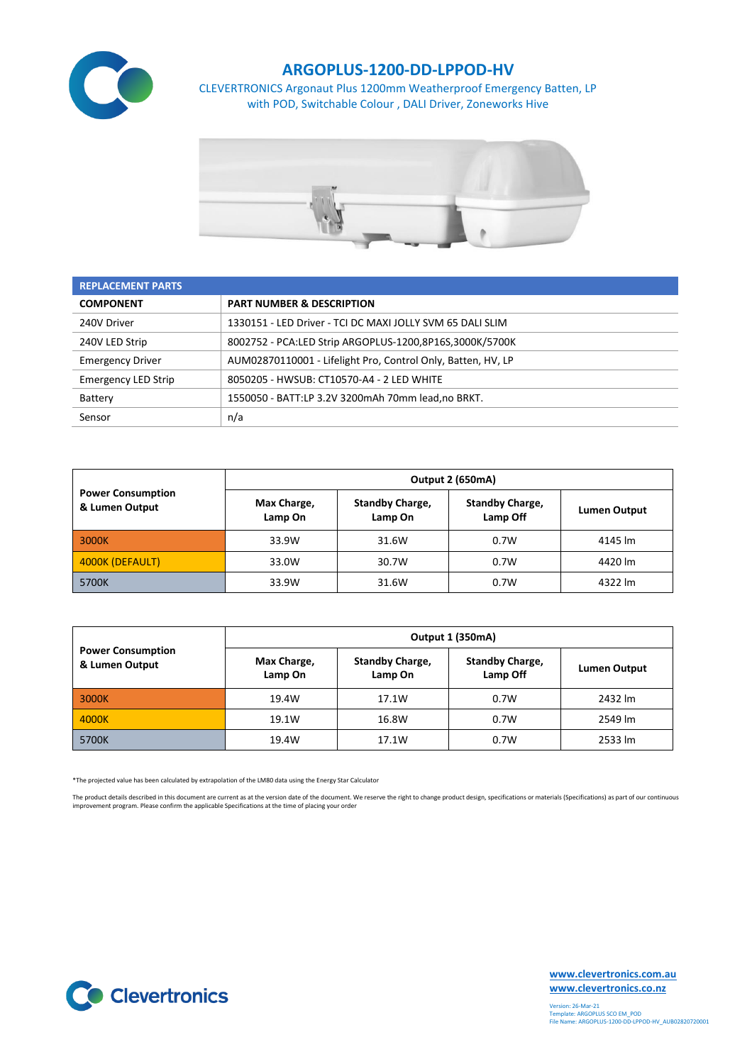# ARGOPLUS-1200-DD-LPPOD-HV

CLEVERTRONICS Argonaut Plus 1200mm Weatherproof Emergency Batten, LP with POD, Switchable Colour , DALI Driver, Zoneworks Hive

| REPLACEMENT PARTS | |
|---|---|
| **COMPONENT** | **PART NUMBER & DESCRIPTION** |
| 240V Driver | 1330151 - LED Driver - TCI DC MAXI JOLLY SVM 65 DALI SLIM |
| 240V LED Strip | 8002752 - PCA:LED Strip ARGOPLUS-1200,8P16S,3000K/5700K |
| Emergency Driver | AUM02870110001 - Lifelight Pro, Control Only, Batten, HV, LP |
| Emergency LED Strip | 8050205 - HWSUB: CT10570-A4 - 2 LED WHITE |
| Battery | 1550050 - BATT:LP 3.2V 3200mAh 70mm lead,no BRKT. |
| Sensor | n/a |

| Power Consumption & Lumen Output | Output 2 (650mA) | | | |
|---|---|---|---|---|
| | **Max Charge, Lamp On** | **Standby Charge, Lamp On** | **Standby Charge, Lamp Off** | **Lumen Output** |
| 3000K | 33.9W | 31.6W | 0.7W | 4145 lm |
| 4000K (DEFAULT) | 33.0W | 30.7W | 0.7W | 4420 lm |
| 5700K | 33.9W | 31.6W | 0.7W | 4322 lm |

| Power Consumption & Lumen Output | Output 1 (350mA) | | | |
|---|---|---|---|---|
| | **Max Charge, Lamp On** | **Standby Charge, Lamp On** | **Standby Charge, Lamp Off** | **Lumen Output** |
| 3000K | 19.4W | 17.1W | 0.7W | 2432 lm |
| 4000K | 19.1W | 16.8W | 0.7W | 2549 lm |
| 5700K | 19.4W | 17.1W | 0.7W | 2533 lm |

*The projected value has been calculated by extrapolation of the LM80 data using the Energy Star Calculator

The product details described in this document are current as at the version date of the document. We reserve the right to change product design, specifications or materials (Specifications) as part of our continuous improvement program. Please confirm the applicable Specifications at the time of placing your order

Clevertronics

www.clevertronics.com.au
www.clevertronics.co.nz

Version: 26-Mar-21
Template: ARGOPLUS SCO EM_POD
File Name: ARGOPLUS-1200-DD-LPPOD-HV_AUB02820720001